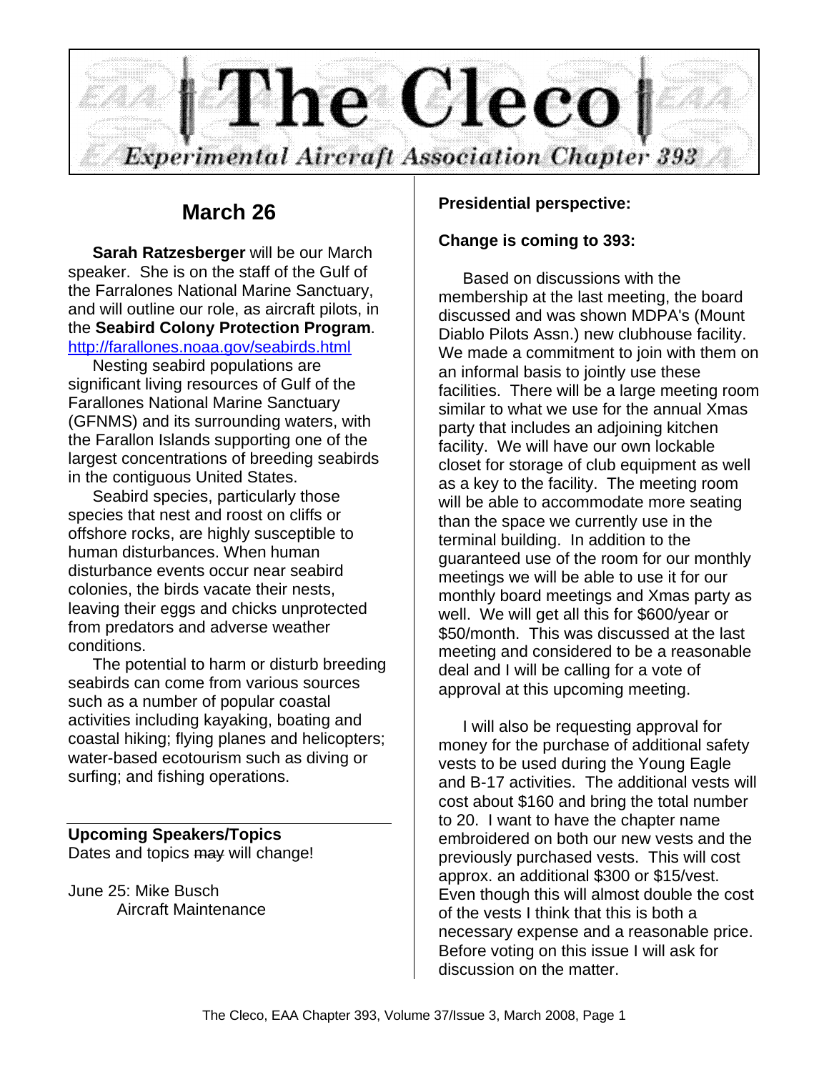# The Cleco

*Experimental Aircraft Association Chapter 393*

## March 26

**Sarah Ratzesberger** will be our March speaker. She is on the staff of the Gulf of the Farralones National Marine Sanctuary, and will outline our role, as aircraft pilots, in the **Seabird Colony Protection Program**. http://farallones.noaa.gov/seabirds.html

Nesting seabird populations are significant living resources of Gulf of the Farallones National Marine Sanctuary (GFNMS) and its surrounding waters, with the Farallon Islands supporting one of the largest concentrations of breeding seabirds in the contiguous United States.

Seabird species, particularly those species that nest and roost on cliffs or offshore rocks, are highly susceptible to human disturbances. When human disturbance events occur near seabird colonies, the birds vacate their nests, leaving their eggs and chicks unprotected from predators and adverse weather conditions.

The potential to harm or disturb breeding seabirds can come from various sources such as a number of popular coastal activities including kayaking, boating and coastal hiking; flying planes and helicopters; water-based ecotourism such as diving or surfing; and fishing operations.

**Upcoming Speakers/Topics**
Dates and topics ~~may~~ will change!

June 25: Mike Busch
Aircraft Maintenance

**Presidential perspective:**

**Change is coming to 393:**

Based on discussions with the membership at the last meeting, the board discussed and was shown MDPA's (Mount Diablo Pilots Assn.) new clubhouse facility. We made a commitment to join with them on an informal basis to jointly use these facilities. There will be a large meeting room similar to what we use for the annual Xmas party that includes an adjoining kitchen facility. We will have our own lockable closet for storage of club equipment as well as a key to the facility. The meeting room will be able to accommodate more seating than the space we currently use in the terminal building. In addition to the guaranteed use of the room for our monthly meetings we will be able to use it for our monthly board meetings and Xmas party as well. We will get all this for $600/year or $50/month. This was discussed at the last meeting and considered to be a reasonable deal and I will be calling for a vote of approval at this upcoming meeting.

I will also be requesting approval for money for the purchase of additional safety vests to be used during the Young Eagle and B-17 activities. The additional vests will cost about $160 and bring the total number to 20. I want to have the chapter name embroidered on both our new vests and the previously purchased vests. This will cost approx. an additional $300 or $15/vest. Even though this will almost double the cost of the vests I think that this is both a necessary expense and a reasonable price. Before voting on this issue I will ask for discussion on the matter.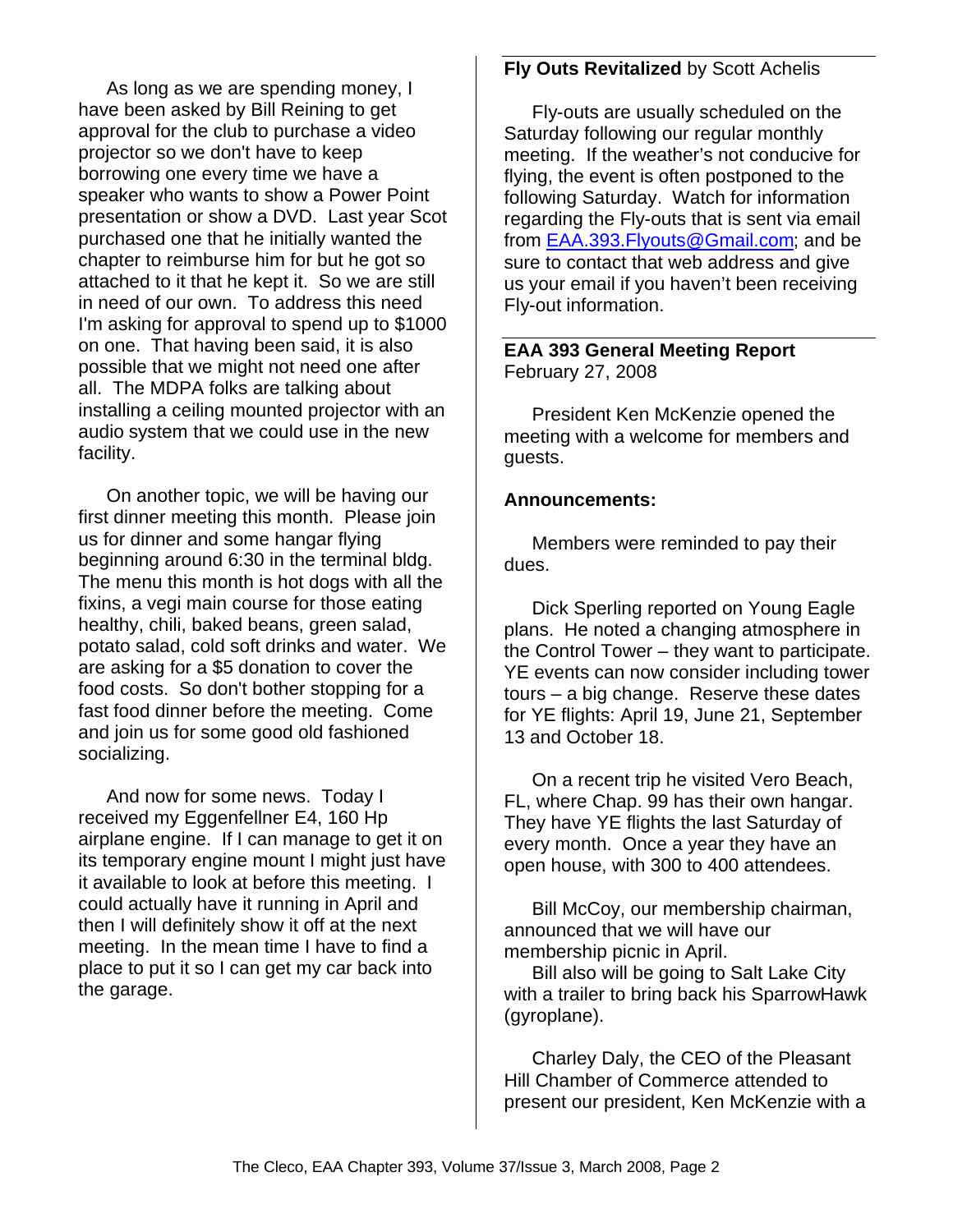As long as we are spending money, I have been asked by Bill Reining to get approval for the club to purchase a video projector so we don't have to keep borrowing one every time we have a speaker who wants to show a Power Point presentation or show a DVD. Last year Scot purchased one that he initially wanted the chapter to reimburse him for but he got so attached to it that he kept it. So we are still in need of our own. To address this need I'm asking for approval to spend up to $1000 on one. That having been said, it is also possible that we might not need one after all. The MDPA folks are talking about installing a ceiling mounted projector with an audio system that we could use in the new facility.

On another topic, we will be having our first dinner meeting this month. Please join us for dinner and some hangar flying beginning around 6:30 in the terminal bldg. The menu this month is hot dogs with all the fixins, a vegi main course for those eating healthy, chili, baked beans, green salad, potato salad, cold soft drinks and water. We are asking for a $5 donation to cover the food costs. So don't bother stopping for a fast food dinner before the meeting. Come and join us for some good old fashioned socializing.

And now for some news. Today I received my Eggenfellner E4, 160 Hp airplane engine. If I can manage to get it on its temporary engine mount I might just have it available to look at before this meeting. I could actually have it running in April and then I will definitely show it off at the next meeting. In the mean time I have to find a place to put it so I can get my car back into the garage.

## **Fly Outs Revitalized** by Scott Achelis

Fly-outs are usually scheduled on the Saturday following our regular monthly meeting. If the weather's not conducive for flying, the event is often postponed to the following Saturday. Watch for information regarding the Fly-outs that is sent via email from EAA.393.Flyouts@Gmail.com; and be sure to contact that web address and give us your email if you haven't been receiving Fly-out information.

## **EAA 393 General Meeting Report**

February 27, 2008

President Ken McKenzie opened the meeting with a welcome for members and guests.

**Announcements:**

Members were reminded to pay their dues.

Dick Sperling reported on Young Eagle plans. He noted a changing atmosphere in the Control Tower – they want to participate. YE events can now consider including tower tours – a big change. Reserve these dates for YE flights: April 19, June 21, September 13 and October 18.

On a recent trip he visited Vero Beach, FL, where Chap. 99 has their own hangar. They have YE flights the last Saturday of every month. Once a year they have an open house, with 300 to 400 attendees.

Bill McCoy, our membership chairman, announced that we will have our membership picnic in April.

Bill also will be going to Salt Lake City with a trailer to bring back his SparrowHawk (gyroplane).

Charley Daly, the CEO of the Pleasant Hill Chamber of Commerce attended to present our president, Ken McKenzie with a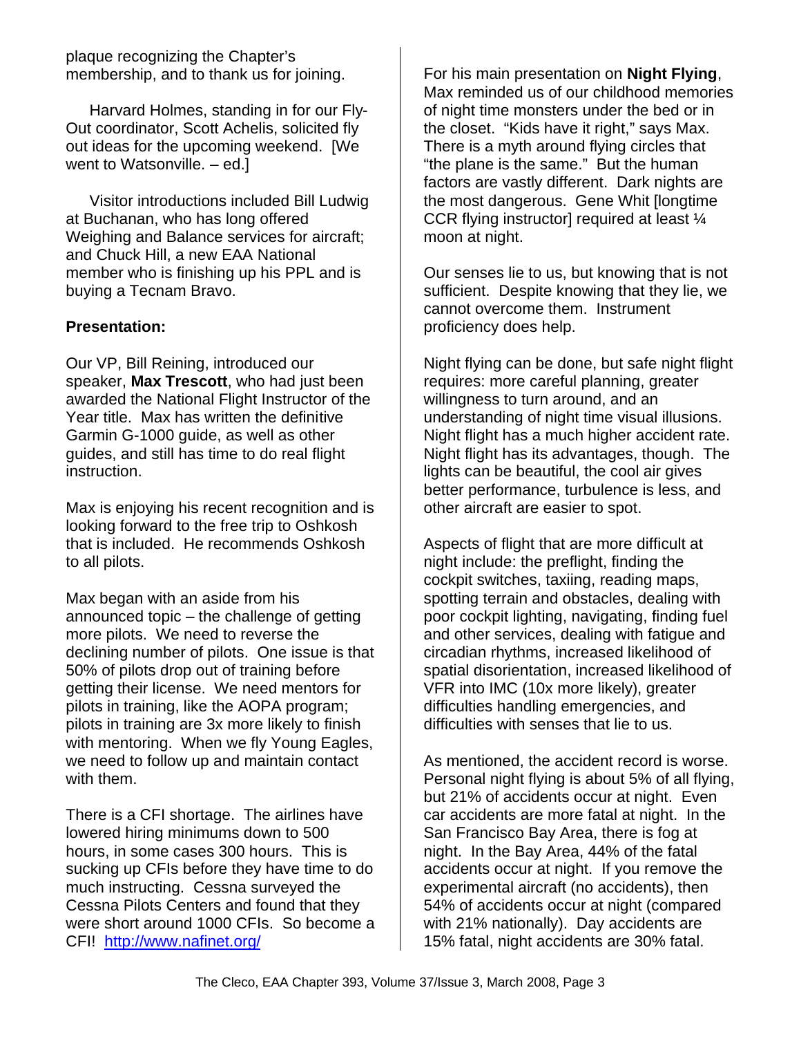plaque recognizing the Chapter's membership, and to thank us for joining.

Harvard Holmes, standing in for our Fly-Out coordinator, Scott Achelis, solicited fly out ideas for the upcoming weekend. [We went to Watsonville. – ed.]

Visitor introductions included Bill Ludwig at Buchanan, who has long offered Weighing and Balance services for aircraft; and Chuck Hill, a new EAA National member who is finishing up his PPL and is buying a Tecnam Bravo.

**Presentation:**

Our VP, Bill Reining, introduced our speaker, **Max Trescott**, who had just been awarded the National Flight Instructor of the Year title. Max has written the definitive Garmin G-1000 guide, as well as other guides, and still has time to do real flight instruction.

Max is enjoying his recent recognition and is looking forward to the free trip to Oshkosh that is included. He recommends Oshkosh to all pilots.

Max began with an aside from his announced topic – the challenge of getting more pilots. We need to reverse the declining number of pilots. One issue is that 50% of pilots drop out of training before getting their license. We need mentors for pilots in training, like the AOPA program; pilots in training are 3x more likely to finish with mentoring. When we fly Young Eagles, we need to follow up and maintain contact with them.

There is a CFI shortage. The airlines have lowered hiring minimums down to 500 hours, in some cases 300 hours. This is sucking up CFIs before they have time to do much instructing. Cessna surveyed the Cessna Pilots Centers and found that they were short around 1000 CFIs. So become a CFI! http://www.nafinet.org/

For his main presentation on **Night Flying**, Max reminded us of our childhood memories of night time monsters under the bed or in the closet. "Kids have it right," says Max. There is a myth around flying circles that "the plane is the same." But the human factors are vastly different. Dark nights are the most dangerous. Gene Whit [longtime CCR flying instructor] required at least ¼ moon at night.

Our senses lie to us, but knowing that is not sufficient. Despite knowing that they lie, we cannot overcome them. Instrument proficiency does help.

Night flying can be done, but safe night flight requires: more careful planning, greater willingness to turn around, and an understanding of night time visual illusions. Night flight has a much higher accident rate. Night flight has its advantages, though. The lights can be beautiful, the cool air gives better performance, turbulence is less, and other aircraft are easier to spot.

Aspects of flight that are more difficult at night include: the preflight, finding the cockpit switches, taxiing, reading maps, spotting terrain and obstacles, dealing with poor cockpit lighting, navigating, finding fuel and other services, dealing with fatigue and circadian rhythms, increased likelihood of spatial disorientation, increased likelihood of VFR into IMC (10x more likely), greater difficulties handling emergencies, and difficulties with senses that lie to us.

As mentioned, the accident record is worse. Personal night flying is about 5% of all flying, but 21% of accidents occur at night. Even car accidents are more fatal at night. In the San Francisco Bay Area, there is fog at night. In the Bay Area, 44% of the fatal accidents occur at night. If you remove the experimental aircraft (no accidents), then 54% of accidents occur at night (compared with 21% nationally). Day accidents are 15% fatal, night accidents are 30% fatal.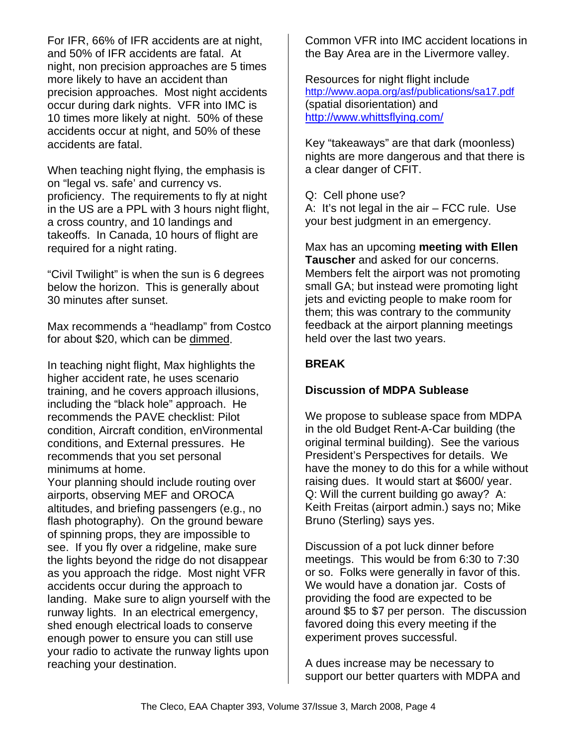For IFR, 66% of IFR accidents are at night, and 50% of IFR accidents are fatal. At night, non precision approaches are 5 times more likely to have an accident than precision approaches. Most night accidents occur during dark nights. VFR into IMC is 10 times more likely at night. 50% of these accidents occur at night, and 50% of these accidents are fatal.

When teaching night flying, the emphasis is on "legal vs. safe' and currency vs. proficiency. The requirements to fly at night in the US are a PPL with 3 hours night flight, a cross country, and 10 landings and takeoffs. In Canada, 10 hours of flight are required for a night rating.

"Civil Twilight" is when the sun is 6 degrees below the horizon. This is generally about 30 minutes after sunset.

Max recommends a "headlamp" from Costco for about $20, which can be dimmed.

In teaching night flight, Max highlights the higher accident rate, he uses scenario training, and he covers approach illusions, including the "black hole" approach. He recommends the PAVE checklist: Pilot condition, Aircraft condition, enVironmental conditions, and External pressures. He recommends that you set personal minimums at home.
Your planning should include routing over airports, observing MEF and OROCA altitudes, and briefing passengers (e.g., no flash photography). On the ground beware of spinning props, they are impossible to see. If you fly over a ridgeline, make sure the lights beyond the ridge do not disappear as you approach the ridge. Most night VFR accidents occur during the approach to landing. Make sure to align yourself with the runway lights. In an electrical emergency, shed enough electrical loads to conserve enough power to ensure you can still use your radio to activate the runway lights upon reaching your destination.

Common VFR into IMC accident locations in the Bay Area are in the Livermore valley.

Resources for night flight include http://www.aopa.org/asf/publications/sa17.pdf (spatial disorientation) and http://www.whittsflying.com/

Key "takeaways" are that dark (moonless) nights are more dangerous and that there is a clear danger of CFIT.

Q: Cell phone use?
A: It's not legal in the air – FCC rule. Use your best judgment in an emergency.

Max has an upcoming **meeting with Ellen Tauscher** and asked for our concerns. Members felt the airport was not promoting small GA; but instead were promoting light jets and evicting people to make room for them; this was contrary to the community feedback at the airport planning meetings held over the last two years.

**BREAK**

**Discussion of MDPA Sublease**

We propose to sublease space from MDPA in the old Budget Rent-A-Car building (the original terminal building). See the various President's Perspectives for details. We have the money to do this for a while without raising dues. It would start at $600/ year.
Q: Will the current building go away? A: Keith Freitas (airport admin.) says no; Mike Bruno (Sterling) says yes.

Discussion of a pot luck dinner before meetings. This would be from 6:30 to 7:30 or so. Folks were generally in favor of this. We would have a donation jar. Costs of providing the food are expected to be around $5 to $7 per person. The discussion favored doing this every meeting if the experiment proves successful.

A dues increase may be necessary to support our better quarters with MDPA and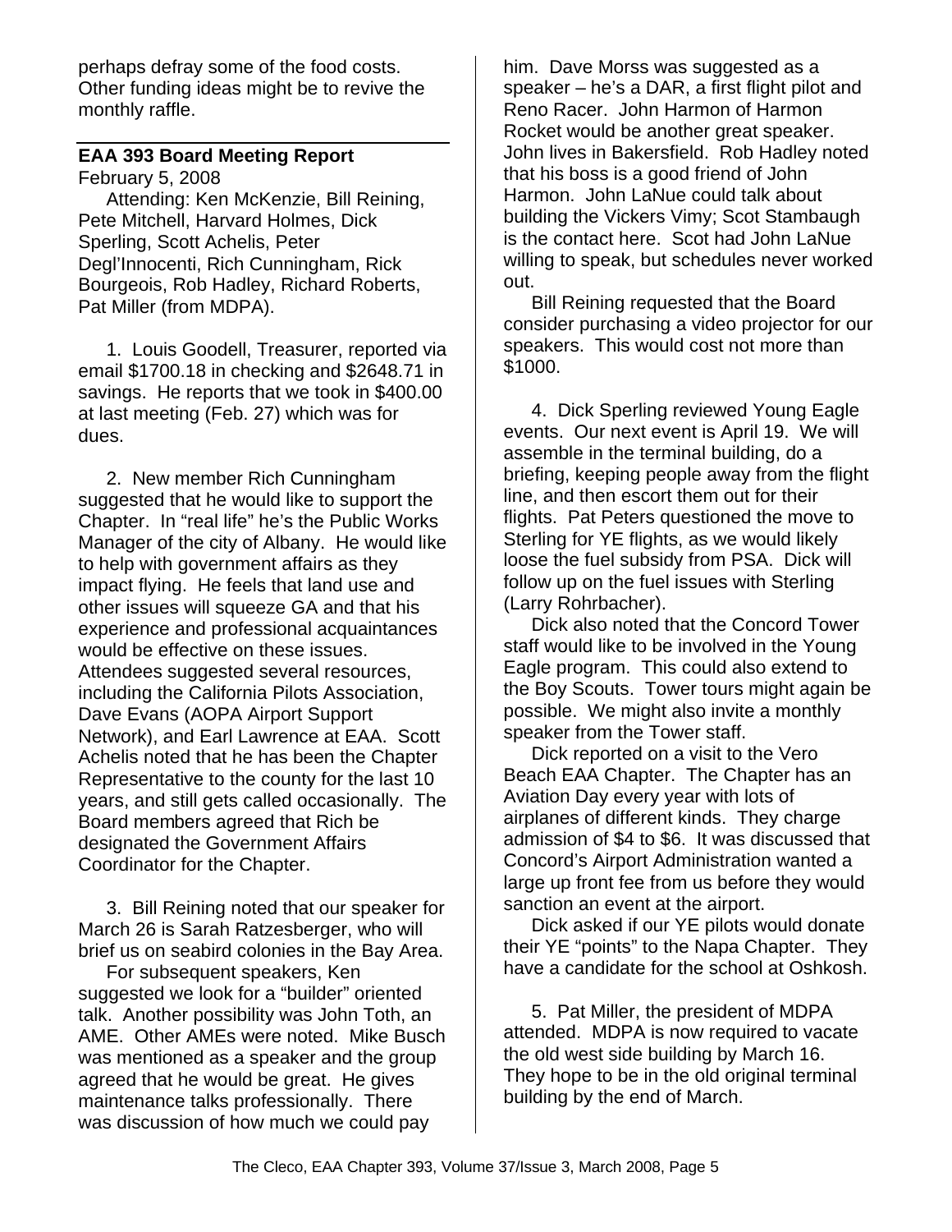perhaps defray some of the food costs. Other funding ideas might be to revive the monthly raffle.

---

**EAA 393 Board Meeting Report**

February 5, 2008

Attending: Ken McKenzie, Bill Reining, Pete Mitchell, Harvard Holmes, Dick Sperling, Scott Achelis, Peter Degl'Innocenti, Rich Cunningham, Rick Bourgeois, Rob Hadley, Richard Roberts, Pat Miller (from MDPA).

1. Louis Goodell, Treasurer, reported via email $1700.18 in checking and $2648.71 in savings. He reports that we took in $400.00 at last meeting (Feb. 27) which was for dues.

2. New member Rich Cunningham suggested that he would like to support the Chapter. In "real life" he's the Public Works Manager of the city of Albany. He would like to help with government affairs as they impact flying. He feels that land use and other issues will squeeze GA and that his experience and professional acquaintances would be effective on these issues. Attendees suggested several resources, including the California Pilots Association, Dave Evans (AOPA Airport Support Network), and Earl Lawrence at EAA. Scott Achelis noted that he has been the Chapter Representative to the county for the last 10 years, and still gets called occasionally. The Board members agreed that Rich be designated the Government Affairs Coordinator for the Chapter.

3. Bill Reining noted that our speaker for March 26 is Sarah Ratzesberger, who will brief us on seabird colonies in the Bay Area.

For subsequent speakers, Ken suggested we look for a "builder" oriented talk. Another possibility was John Toth, an AME. Other AMEs were noted. Mike Busch was mentioned as a speaker and the group agreed that he would be great. He gives maintenance talks professionally. There was discussion of how much we could pay him. Dave Morss was suggested as a speaker – he's a DAR, a first flight pilot and Reno Racer. John Harmon of Harmon Rocket would be another great speaker. John lives in Bakersfield. Rob Hadley noted that his boss is a good friend of John Harmon. John LaNue could talk about building the Vickers Vimy; Scot Stambaugh is the contact here. Scot had John LaNue willing to speak, but schedules never worked out.

Bill Reining requested that the Board consider purchasing a video projector for our speakers. This would cost not more than $1000.

4. Dick Sperling reviewed Young Eagle events. Our next event is April 19. We will assemble in the terminal building, do a briefing, keeping people away from the flight line, and then escort them out for their flights. Pat Peters questioned the move to Sterling for YE flights, as we would likely loose the fuel subsidy from PSA. Dick will follow up on the fuel issues with Sterling (Larry Rohrbacher).

Dick also noted that the Concord Tower staff would like to be involved in the Young Eagle program. This could also extend to the Boy Scouts. Tower tours might again be possible. We might also invite a monthly speaker from the Tower staff.

Dick reported on a visit to the Vero Beach EAA Chapter. The Chapter has an Aviation Day every year with lots of airplanes of different kinds. They charge admission of $4 to $6. It was discussed that Concord's Airport Administration wanted a large up front fee from us before they would sanction an event at the airport.

Dick asked if our YE pilots would donate their YE "points" to the Napa Chapter. They have a candidate for the school at Oshkosh.

5. Pat Miller, the president of MDPA attended. MDPA is now required to vacate the old west side building by March 16. They hope to be in the old original terminal building by the end of March.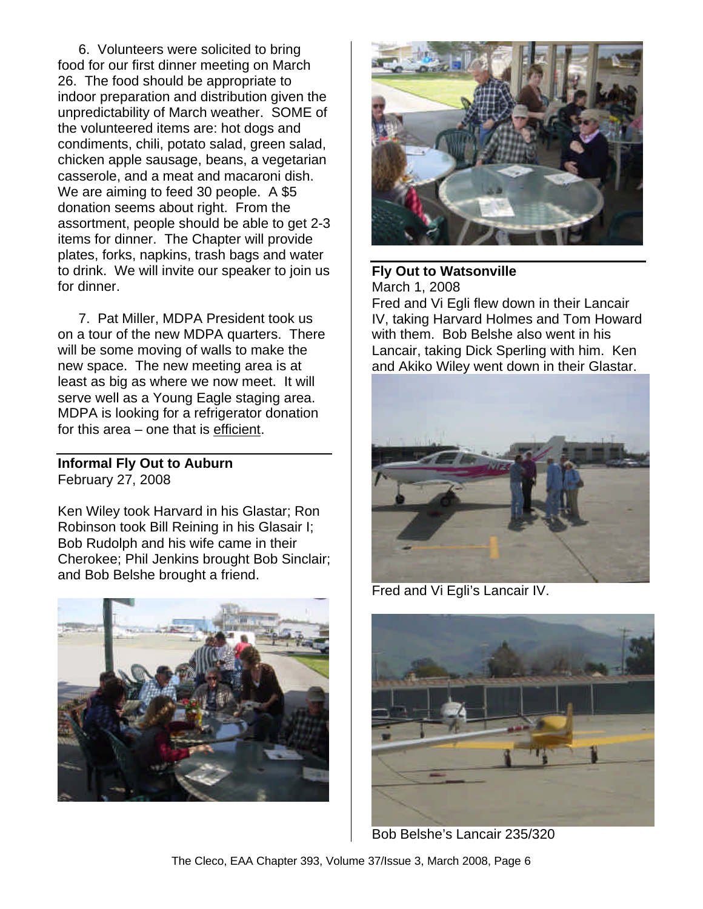6. Volunteers were solicited to bring food for our first dinner meeting on March 26. The food should be appropriate to indoor preparation and distribution given the unpredictability of March weather. SOME of the volunteered items are: hot dogs and condiments, chili, potato salad, green salad, chicken apple sausage, beans, a vegetarian casserole, and a meat and macaroni dish. We are aiming to feed 30 people. A $5 donation seems about right. From the assortment, people should be able to get 2-3 items for dinner. The Chapter will provide plates, forks, napkins, trash bags and water to drink. We will invite our speaker to join us for dinner.

7. Pat Miller, MDPA President took us on a tour of the new MDPA quarters. There will be some moving of walls to make the new space. The new meeting area is at least as big as where we now meet. It will serve well as a Young Eagle staging area. MDPA is looking for a refrigerator donation for this area – one that is efficient.

## Informal Fly Out to Auburn

February 27, 2008

Ken Wiley took Harvard in his Glastar; Ron Robinson took Bill Reining in his Glasair I; Bob Rudolph and his wife came in their Cherokee; Phil Jenkins brought Bob Sinclair; and Bob Belshe brought a friend.

## Fly Out to Watsonville

March 1, 2008

Fred and Vi Egli flew down in their Lancair IV, taking Harvard Holmes and Tom Howard with them. Bob Belshe also went in his Lancair, taking Dick Sperling with him. Ken and Akiko Wiley went down in their Glastar.

Fred and Vi Egli's Lancair IV.

Bob Belshe's Lancair 235/320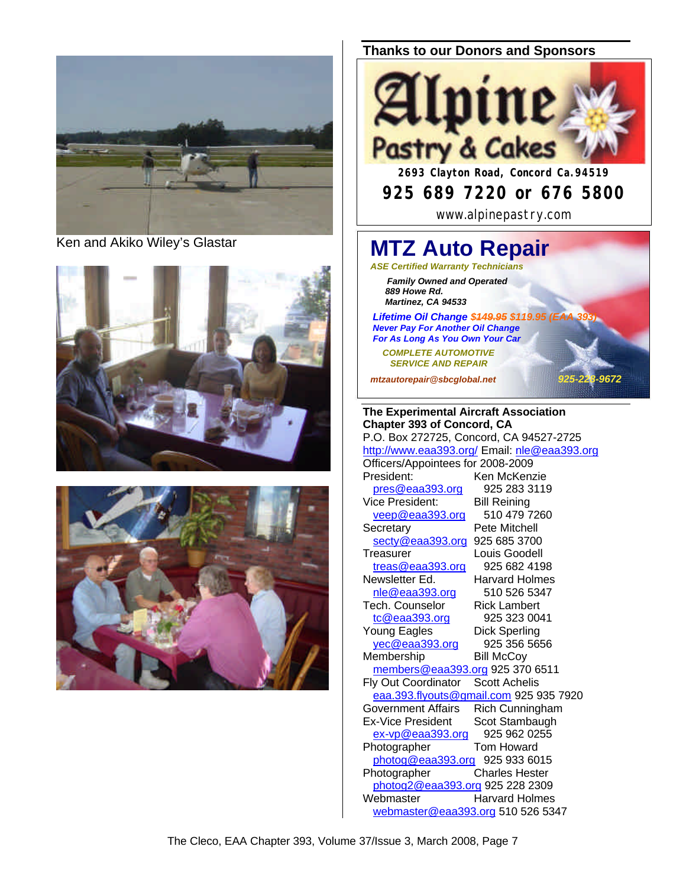Ken and Akiko Wiley's Glastar

## Thanks to our Donors and Sponsors

**Alpine Pastry & Cakes**

**2693 Clayton Road, Concord Ca.94519**

**925 689 7220 or 676 5800**

www.alpinepastry.com

**MTZ Auto Repair**

***ASE Certified Warranty Technicians***

***Family Owned and Operated***
***889 Howe Rd.***
***Martinez, CA 94533***

***Lifetime Oil Change ~~$149.95~~ $119.95 (EAA 393)***
***Never Pay For Another Oil Change***
***For As Long As You Own Your Car***

***COMPLETE AUTOMOTIVE SERVICE AND REPAIR***

***mtzautorepair@sbcglobal.net*** ***925-228-9672***

**The Experimental Aircraft Association Chapter 393 of Concord, CA**
P.O. Box 272725, Concord, CA 94527-2725
http://www.eaa393.org/ Email: nle@eaa393.org

Officers/Appointees for 2008-2009

| Position | Name / Contact |
|---|---|
| President: | Ken McKenzie |
| pres@eaa393.org | 925 283 3119 |
| Vice President: | Bill Reining |
| veep@eaa393.org | 510 479 7260 |
| Secretary | Pete Mitchell |
| secty@eaa393.org | 925 685 3700 |
| Treasurer | Louis Goodell |
| treas@eaa393.org | 925 682 4198 |
| Newsletter Ed. | Harvard Holmes |
| nle@eaa393.org | 510 526 5347 |
| Tech. Counselor | Rick Lambert |
| tc@eaa393.org | 925 323 0041 |
| Young Eagles | Dick Sperling |
| yec@eaa393.org | 925 356 5656 |
| Membership | Bill McCoy |
| members@eaa393.org | 925 370 6511 |
| Fly Out Coordinator | Scott Achelis |
| eaa.393.flyouts@gmail.com | 925 935 7920 |
| Government Affairs | Rich Cunningham |
| Ex-Vice President | Scot Stambaugh |
| ex-vp@eaa393.org | 925 962 0255 |
| Photographer | Tom Howard |
| photog@eaa393.org | 925 933 6015 |
| Photographer | Charles Hester |
| photog2@eaa393.org | 925 228 2309 |
| Webmaster | Harvard Holmes |
| webmaster@eaa393.org | 510 526 5347 |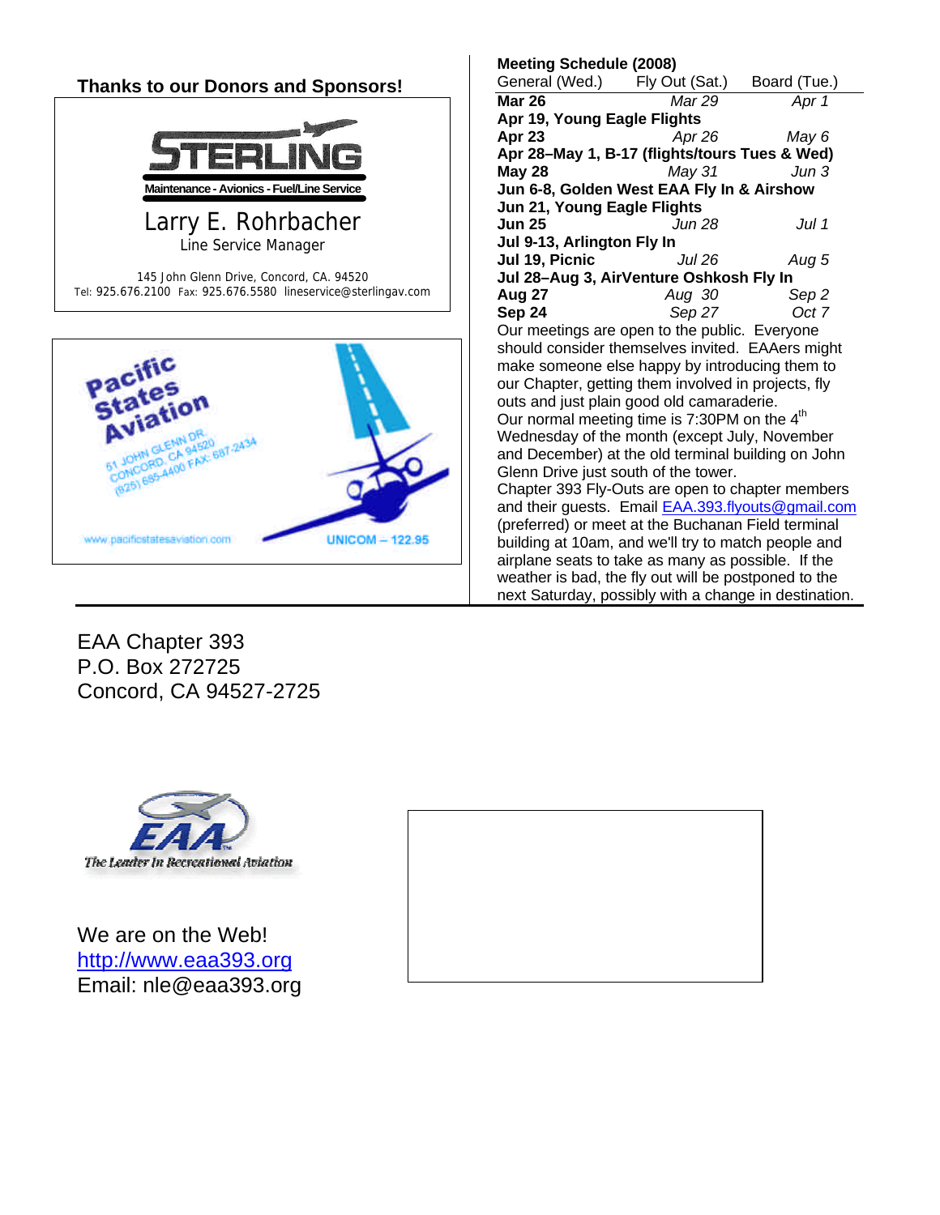## Thanks to our Donors and Sponsors!

STERLING

Maintenance - Avionics - Fuel/Line Service

Larry E. Rohrbacher

Line Service Manager

145 John Glenn Drive, Concord, CA. 94520

Tel: 925.676.2100 Fax: 925.676.5580 lineservice@sterlingav.com

Pacific States Aviation

51 JOHN GLENN DR.
CONCORD, CA 94520
(925) 685-4400 FAX: 687-2434

www.pacificstatesaviation.com

UNICOM – 122.95

**Meeting Schedule (2008)**

| General (Wed.) | Fly Out (Sat.) | Board (Tue.) |
|---|---|---|
| **Mar 26** | *Mar 29* | *Apr 1* |
| **Apr 19, Young Eagle Flights** | | |
| **Apr 23** | *Apr 26* | *May 6* |
| **Apr 28–May 1, B-17 (flights/tours Tues & Wed)** | | |
| **May 28** | *May 31* | *Jun 3* |
| **Jun 6-8, Golden West EAA Fly In & Airshow** | | |
| **Jun 21, Young Eagle Flights** | | |
| **Jun 25** | *Jun 28* | *Jul 1* |
| **Jul 9-13, Arlington Fly In** | | |
| **Jul 19, Picnic** | *Jul 26* | *Aug 5* |
| **Jul 28–Aug 3, AirVenture Oshkosh Fly In** | | |
| **Aug 27** | *Aug 30* | *Sep 2* |
| **Sep 24** | *Sep 27* | *Oct 7* |

Our meetings are open to the public. Everyone should consider themselves invited. EAAers might make someone else happy by introducing them to our Chapter, getting them involved in projects, fly outs and just plain good old camaraderie.

Our normal meeting time is 7:30PM on the 4th Wednesday of the month (except July, November and December) at the old terminal building on John Glenn Drive just south of the tower.

Chapter 393 Fly-Outs are open to chapter members and their guests. Email EAA.393.flyouts@gmail.com (preferred) or meet at the Buchanan Field terminal building at 10am, and we'll try to match people and airplane seats to take as many as possible. If the weather is bad, the fly out will be postponed to the next Saturday, possibly with a change in destination.

EAA Chapter 393
P.O. Box 272725
Concord, CA 94527-2725

EAA

The Leader In Recreational Aviation

We are on the Web!
http://www.eaa393.org
Email: nle@eaa393.org